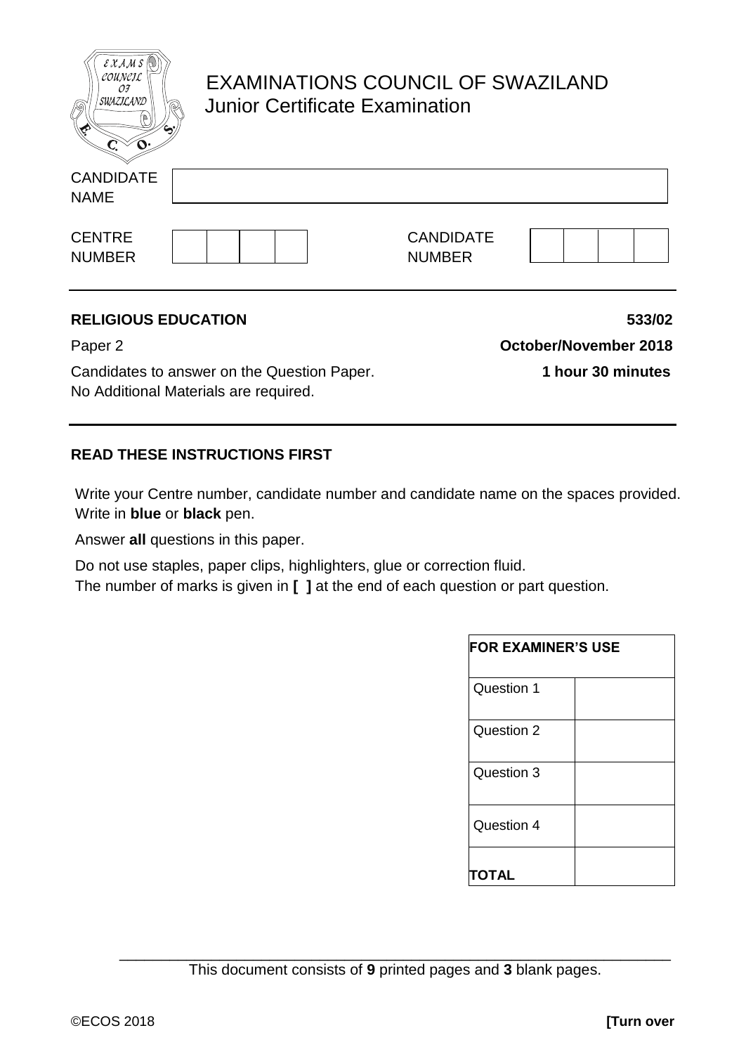# EXAMINATIONS COUNCIL OF SWAZILAND
## Junior Certificate Examination

CANDIDATE NAME

CENTRE NUMBER | | | | |

CANDIDATE NUMBER | | | | |

---

**RELIGIOUS EDUCATION** **533/02**

Paper 2 **October/November 2018**

Candidates to answer on the Question Paper. **1 hour 30 minutes**
No Additional Materials are required.

---

**READ THESE INSTRUCTIONS FIRST**

Write your Centre number, candidate number and candidate name on the spaces provided.
Write in **blue** or **black** pen.

Answer **all** questions in this paper.

Do not use staples, paper clips, highlighters, glue or correction fluid.
The number of marks is given in **[ ]** at the end of each question or part question.

| FOR EXAMINER'S USE | |
|---|---|
| Question 1 | |
| Question 2 | |
| Question 3 | |
| Question 4 | |
| **TOTAL** | |

This document consists of **9** printed pages and **3** blank pages.

©ECOS 2018 **[Turn over**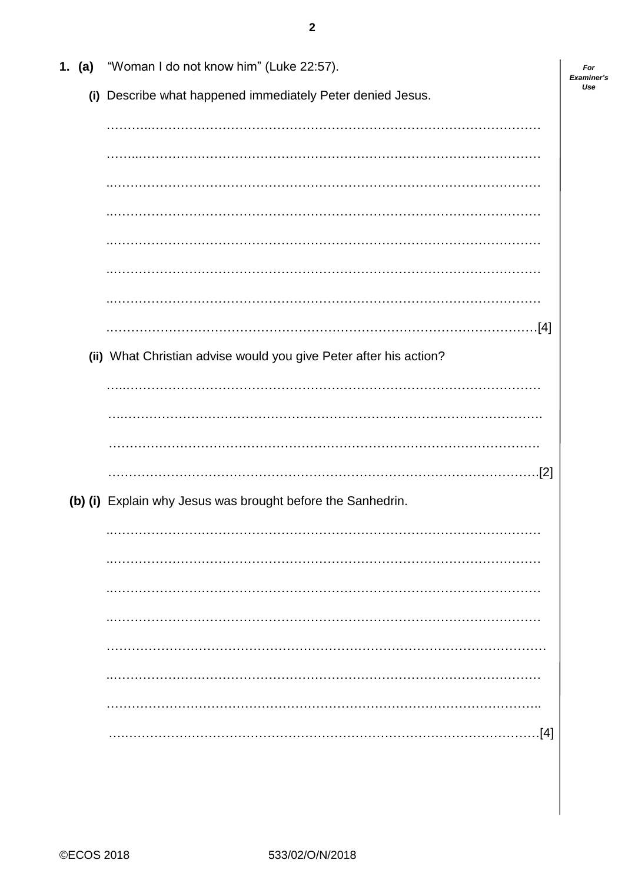**1. (a)** "Woman I do not know him" (Luke 22:57).

**(i)** Describe what happened immediately Peter denied Jesus.

…………………………………………………………………………………………

…………………………………………………………………………………………

…………………………………………………………………………………………

…………………………………………………………………………………………

…………………………………………………………………………………………

…………………………………………………………………………………………

…………………………………………………………………………………………

…………………………………………………………………………………………[4]

**(ii)** What Christian advise would you give Peter after his action?

…………………………………………………………………………………………

…………………………………………………………………………………………

…………………………………………………………………………………………

…………………………………………………………………………………………[2]

**(b) (i)** Explain why Jesus was brought before the Sanhedrin.

…………………………………………………………………………………………

…………………………………………………………………………………………

…………………………………………………………………………………………

…………………………………………………………………………………………

…………………………………………………………………………………………

…………………………………………………………………………………………

…………………………………………………………………………………………

…………………………………………………………………………………………[4]

©ECOS 2018 533/02/O/N/2018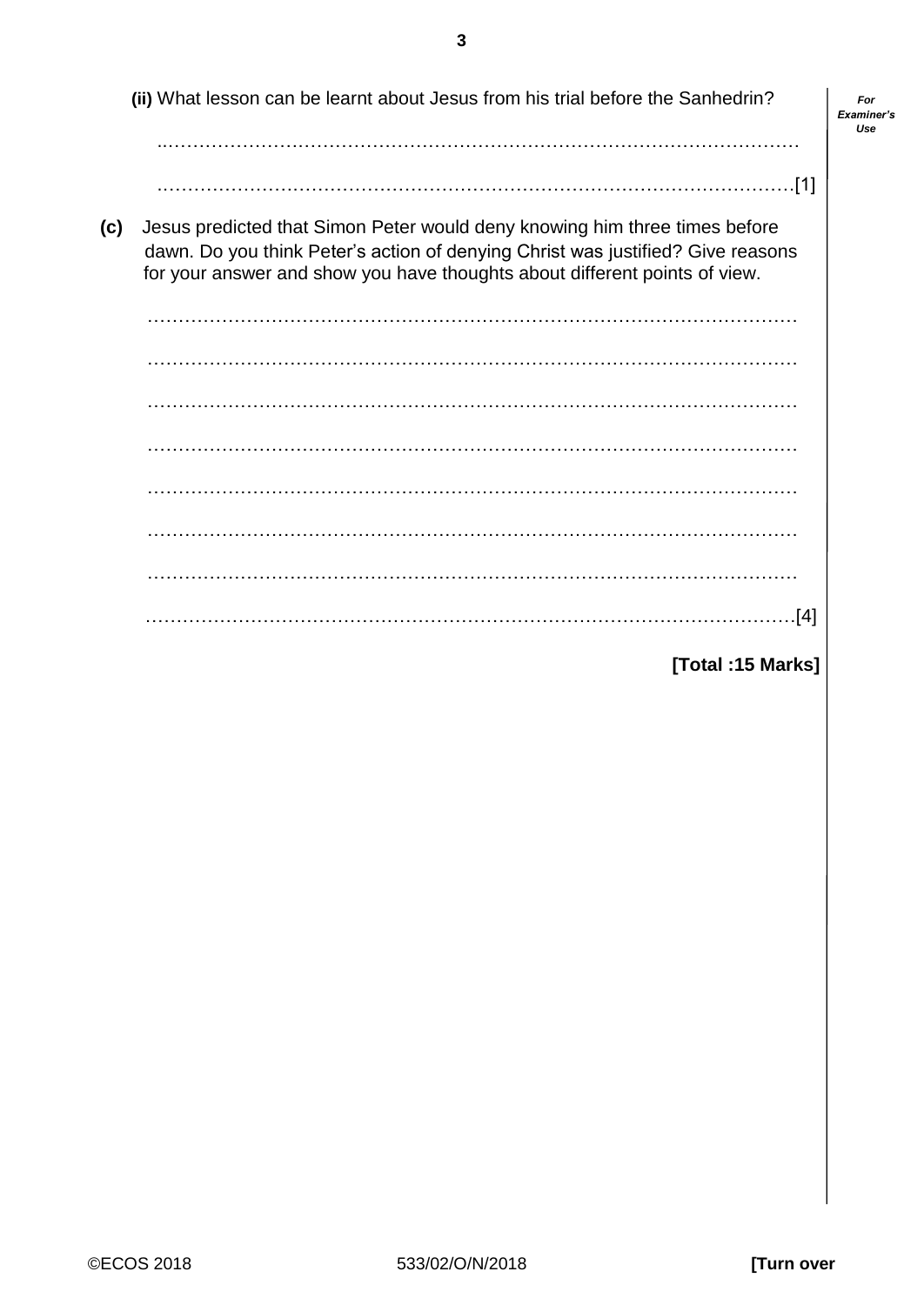**(ii)** What lesson can be learnt about Jesus from his trial before the Sanhedrin?

..............................................................................................................

..............................................................................................................[1]

**(c)** Jesus predicted that Simon Peter would deny knowing him three times before dawn. Do you think Peter's action of denying Christ was justified? Give reasons for your answer and show you have thoughts about different points of view.

..............................................................................................................

..............................................................................................................

..............................................................................................................

..............................................................................................................

..............................................................................................................

..............................................................................................................

..............................................................................................................

..............................................................................................................[4]

**[Total :15 Marks]**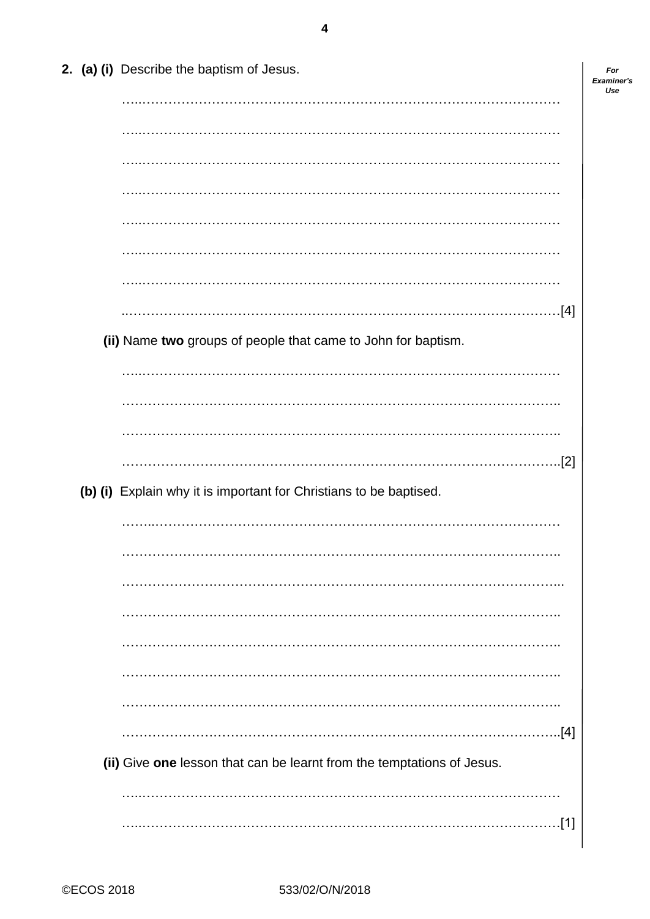**2. (a) (i)** Describe the baptism of Jesus.

……………………………………………………………………………………………

……………………………………………………………………………………………

……………………………………………………………………………………………

……………………………………………………………………………………………

……………………………………………………………………………………………

……………………………………………………………………………………………

……………………………………………………………………………………………

……………………………………………………………………………………………[4]

**(ii)** Name **two** groups of people that came to John for baptism.

……………………………………………………………………………………………

……………………………………………………………………………………………

……………………………………………………………………………………………

……………………………………………………………………………………………[2]

**(b) (i)** Explain why it is important for Christians to be baptised.

……………………………………………………………………………………………

……………………………………………………………………………………………

……………………………………………………………………………………………

……………………………………………………………………………………………

……………………………………………………………………………………………

……………………………………………………………………………………………

……………………………………………………………………………………………

……………………………………………………………………………………………[4]

**(ii)** Give **one** lesson that can be learnt from the temptations of Jesus.

……………………………………………………………………………………………

……………………………………………………………………………………………[1]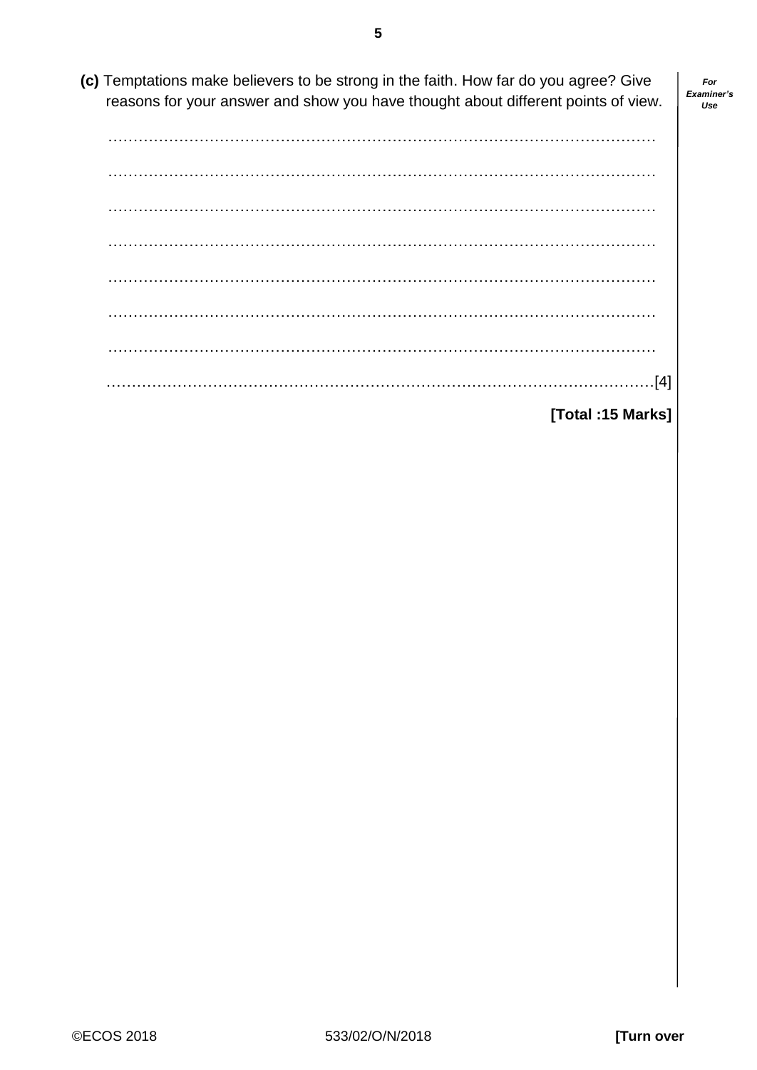**(c)** Temptations make believers to be strong in the faith. How far do you agree? Give reasons for your answer and show you have thought about different points of view.

..................................................................................................................

..................................................................................................................

..................................................................................................................

..................................................................................................................

..................................................................................................................

..................................................................................................................

..................................................................................................................

..................................................................................................................[4]

**[Total :15 Marks]**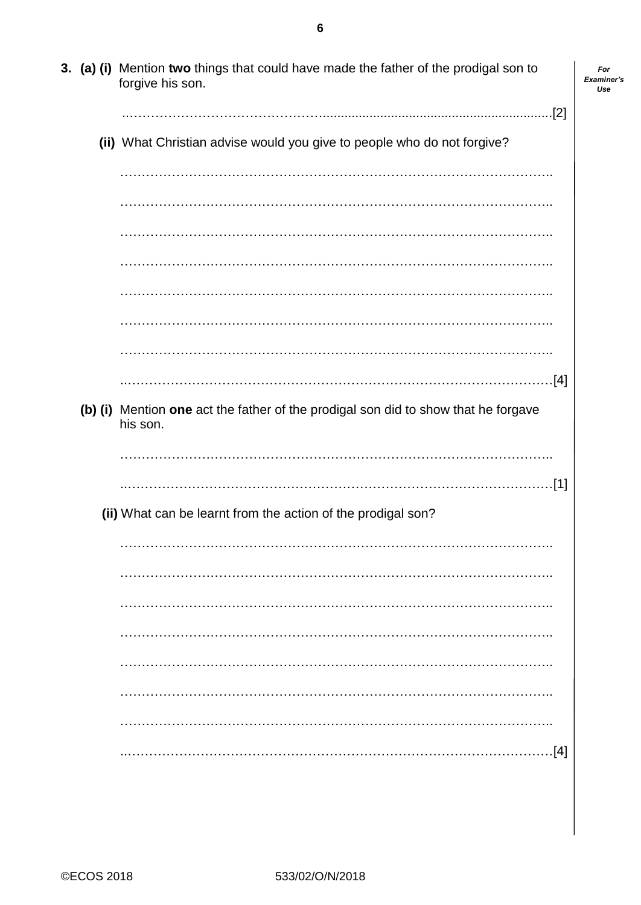3. **(a) (i)** Mention **two** things that could have made the father of the prodigal son to forgive his son.

.......................................................................................................[2]

**(ii)** What Christian advise would you give to people who do not forgive?

.......................................................................................................

.......................................................................................................

.......................................................................................................

.......................................................................................................

.......................................................................................................

.......................................................................................................

.......................................................................................................

.......................................................................................................[4]

**(b) (i)** Mention **one** act the father of the prodigal son did to show that he forgave his son.

.......................................................................................................

.......................................................................................................[1]

**(ii)** What can be learnt from the action of the prodigal son?

.......................................................................................................

.......................................................................................................

.......................................................................................................

.......................................................................................................

.......................................................................................................

.......................................................................................................

.......................................................................................................

.......................................................................................................[4]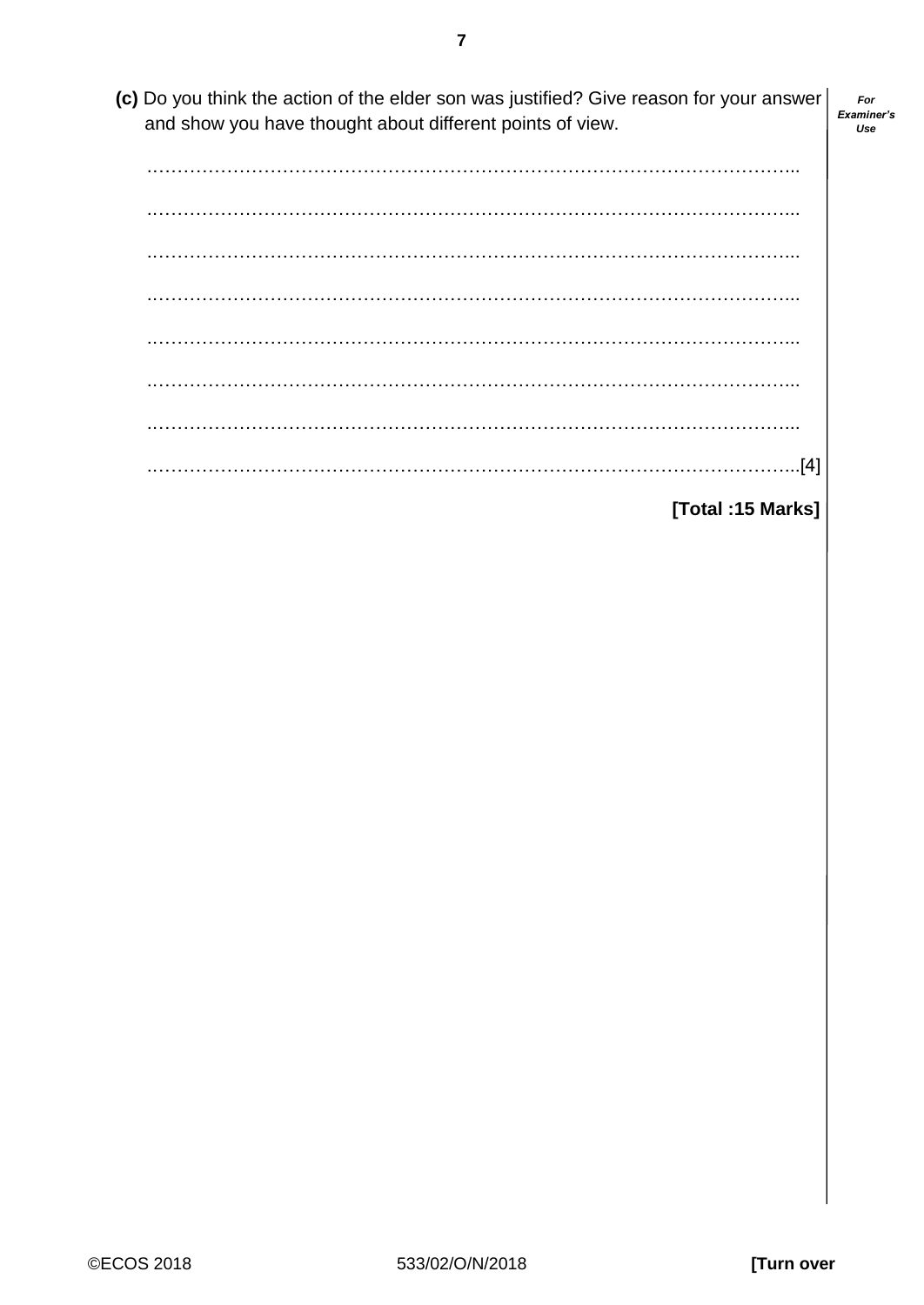**(c)** Do you think the action of the elder son was justified? Give reason for your answer and show you have thought about different points of view.

…………………………………………………………………………………………………..

…………………………………………………………………………………………………..

…………………………………………………………………………………………………..

…………………………………………………………………………………………………..

…………………………………………………………………………………………………..

…………………………………………………………………………………………………..

…………………………………………………………………………………………………..

…………………………………………………………………………………………………..[4]

**[Total :15 Marks]**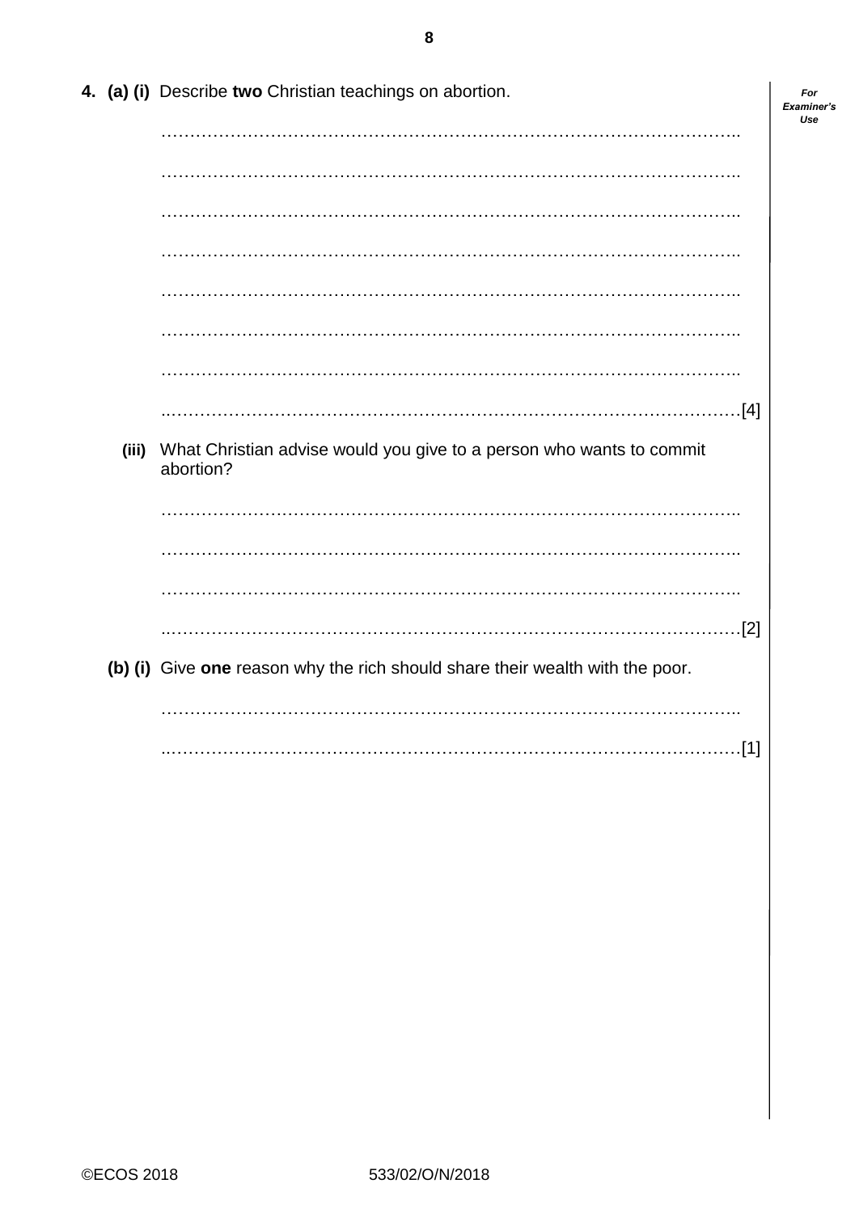**4. (a) (i)** Describe **two** Christian teachings on abortion.

………………………………………………………………………………………..

………………………………………………………………………………………..

………………………………………………………………………………………..

………………………………………………………………………………………..

………………………………………………………………………………………..

………………………………………………………………………………………..

………………………………………………………………………………………..

..……………………………………………………………………………………[4]

**(iii)** What Christian advise would you give to a person who wants to commit abortion?

………………………………………………………………………………………..

………………………………………………………………………………………..

………………………………………………………………………………………..

..……………………………………………………………………………………[2]

**(b) (i)** Give **one** reason why the rich should share their wealth with the poor.

………………………………………………………………………………………..

..……………………………………………………………………………………[1]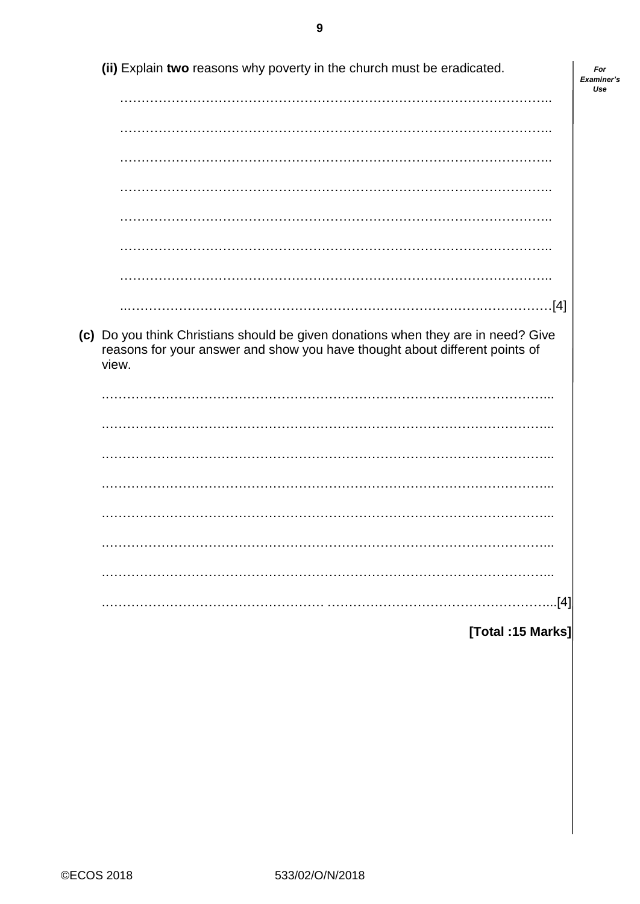**(ii)** Explain **two** reasons why poverty in the church must be eradicated.

……………………………………………………………………………………………

……………………………………………………………………………………………

……………………………………………………………………………………………

……………………………………………………………………………………………

……………………………………………………………………………………………

……………………………………………………………………………………………

……………………………………………………………………………………………

……………………………………………………………………………………………[4]

**(c)** Do you think Christians should be given donations when they are in need? Give reasons for your answer and show you have thought about different points of view.

……………………………………………………………………………………………

……………………………………………………………………………………………

……………………………………………………………………………………………

……………………………………………………………………………………………

……………………………………………………………………………………………

……………………………………………………………………………………………

……………………………………………………………………………………………

……………………………………………………………………………………………[4]

**[Total :15 Marks]**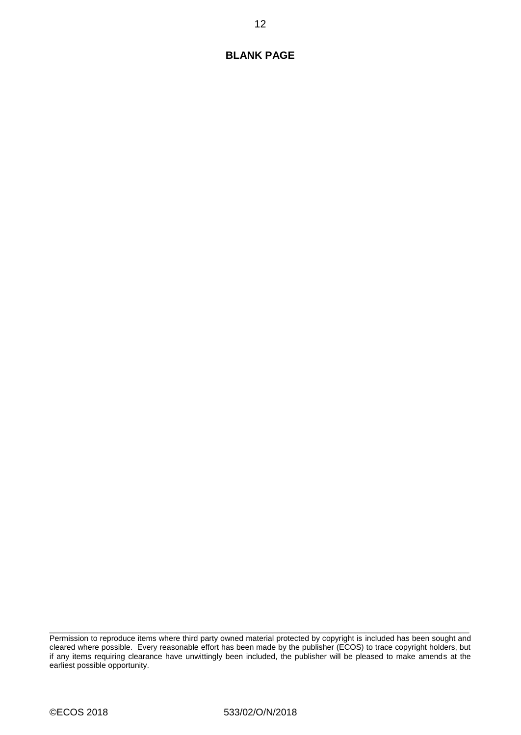**BLANK PAGE**

Permission to reproduce items where third party owned material protected by copyright is included has been sought and cleared where possible. Every reasonable effort has been made by the publisher (ECOS) to trace copyright holders, but if any items requiring clearance have unwittingly been included, the publisher will be pleased to make amends at the earliest possible opportunity.

©ECOS 2018 533/02/O/N/2018